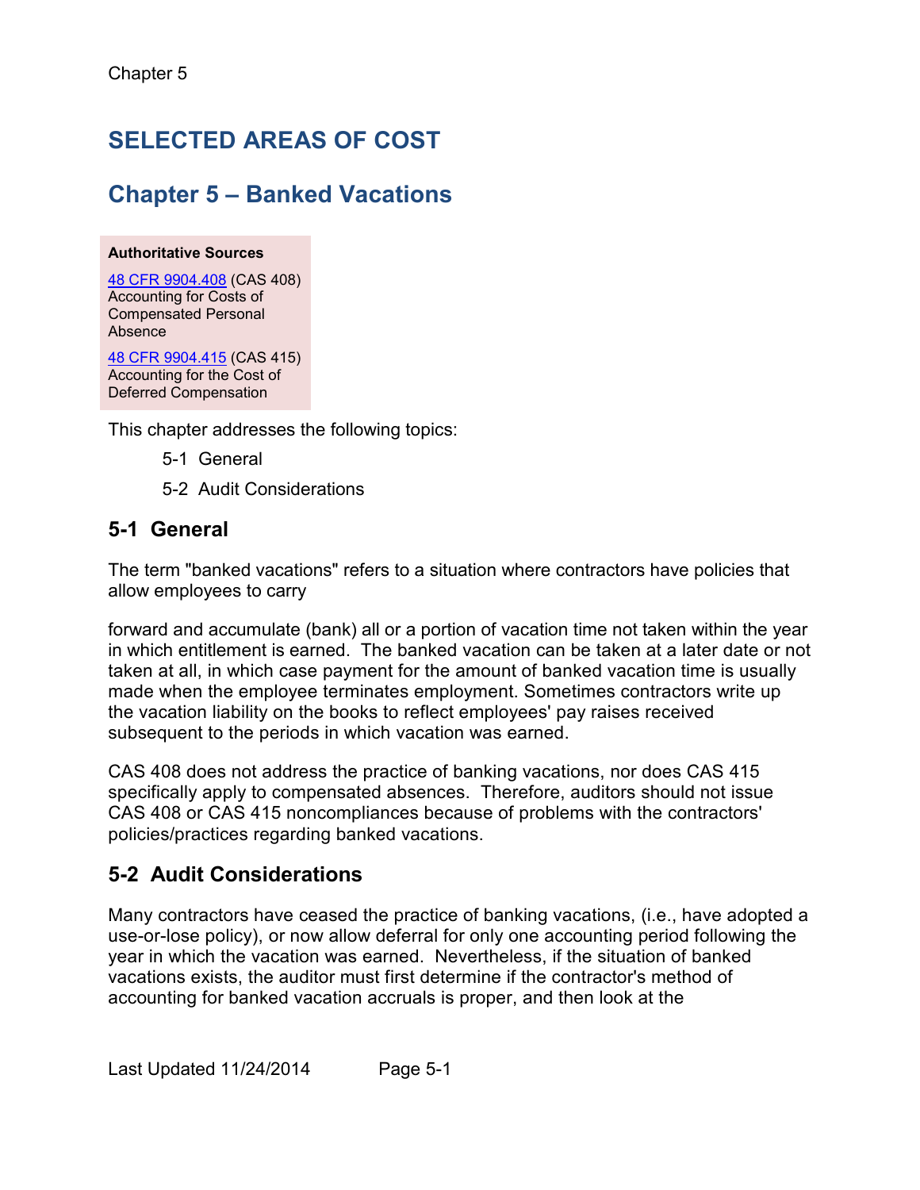Chapter 5

# SELECTED AREAS OF COST

## Chapter 5 – Banked Vacations

**Authoritative Sources**

[48 CFR 9904.408](48 CFR 9904.408) (CAS 408) Accounting for Costs of Compensated Personal Absence

[48 CFR 9904.415](48 CFR 9904.415) (CAS 415) Accounting for the Cost of Deferred Compensation

This chapter addresses the following topics:

- 5-1 General
- 5-2 Audit Considerations

### 5-1 General

The term "banked vacations" refers to a situation where contractors have policies that allow employees to carry forward and accumulate (bank) all or a portion of vacation time not taken within the year in which entitlement is earned. The banked vacation can be taken at a later date or not taken at all, in which case payment for the amount of banked vacation time is usually made when the employee terminates employment. Sometimes contractors write up the vacation liability on the books to reflect employees' pay raises received subsequent to the periods in which vacation was earned.

CAS 408 does not address the practice of banking vacations, nor does CAS 415 specifically apply to compensated absences. Therefore, auditors should not issue CAS 408 or CAS 415 noncompliances because of problems with the contractors' policies/practices regarding banked vacations.

### 5-2 Audit Considerations

Many contractors have ceased the practice of banking vacations, (i.e., have adopted a use-or-lose policy), or now allow deferral for only one accounting period following the year in which the vacation was earned. Nevertheless, if the situation of banked vacations exists, the auditor must first determine if the contractor's method of accounting for banked vacation accruals is proper, and then look at the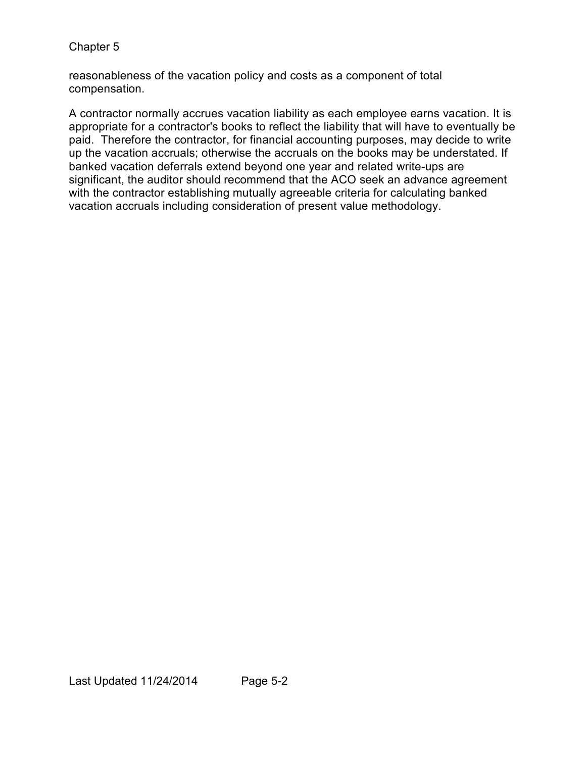reasonableness of the vacation policy and costs as a component of total compensation.

A contractor normally accrues vacation liability as each employee earns vacation. It is appropriate for a contractor's books to reflect the liability that will have to eventually be paid. Therefore the contractor, for financial accounting purposes, may decide to write up the vacation accruals; otherwise the accruals on the books may be understated. If banked vacation deferrals extend beyond one year and related write-ups are significant, the auditor should recommend that the ACO seek an advance agreement with the contractor establishing mutually agreeable criteria for calculating banked vacation accruals including consideration of present value methodology.